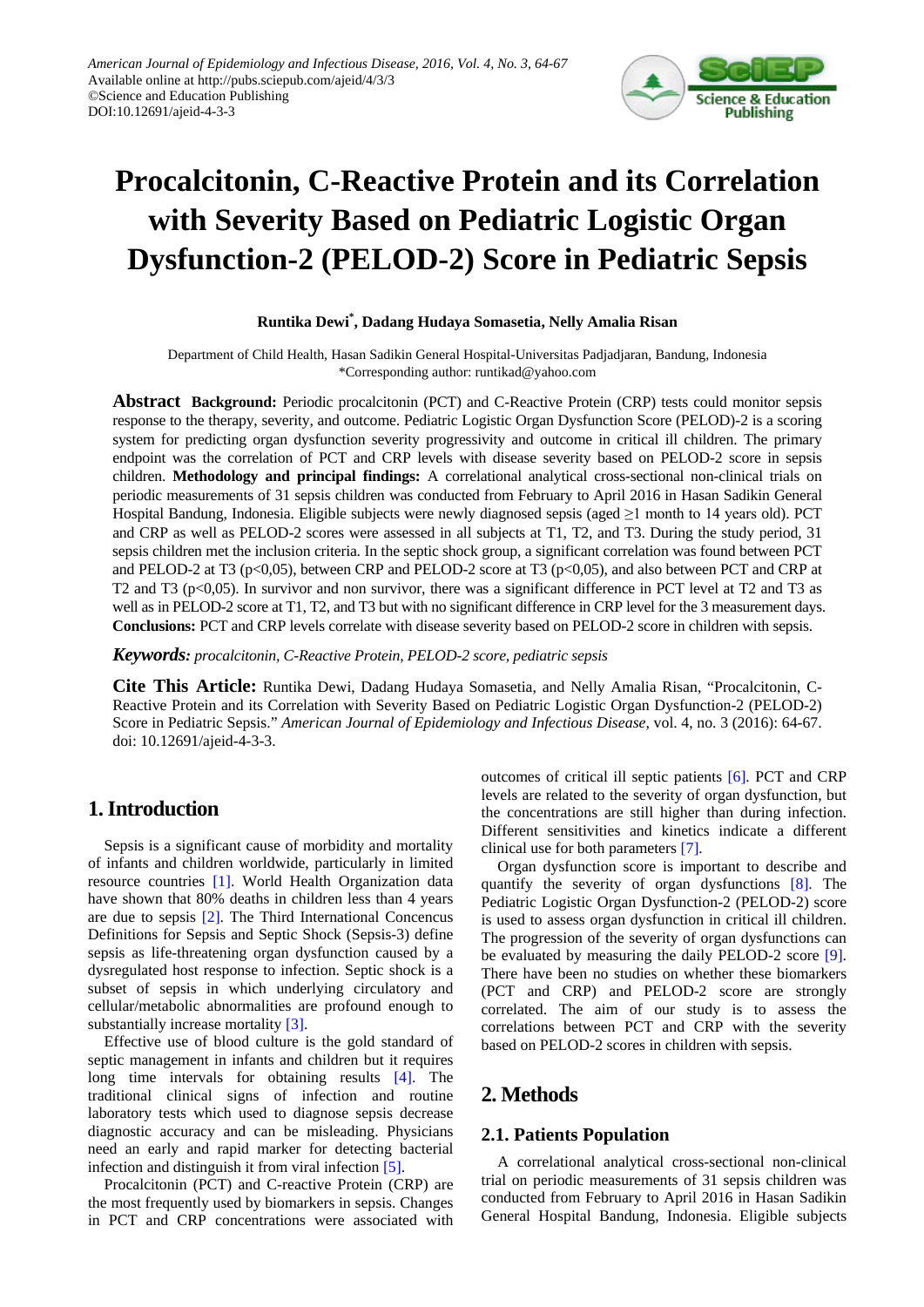American Journal of Epidemiology and Infectious Disease, 2016, Vol. 4, No. 3, 64-67
Available online at http://pubs.sciepub.com/ajeid/4/3/3
©Science and Education Publishing
DOI:10.12691/ajeid-4-3-3

# Procalcitonin, C-Reactive Protein and its Correlation with Severity Based on Pediatric Logistic Organ Dysfunction-2 (PELOD-2) Score in Pediatric Sepsis

**Runtika Dewi*, Dadang Hudaya Somasetia, Nelly Amalia Risan**

Department of Child Health, Hasan Sadikin General Hospital-Universitas Padjadjaran, Bandung, Indonesia
*Corresponding author: runtikad@yahoo.com

**Abstract** **Background:** Periodic procalcitonin (PCT) and C-Reactive Protein (CRP) tests could monitor sepsis response to the therapy, severity, and outcome. Pediatric Logistic Organ Dysfunction Score (PELOD)-2 is a scoring system for predicting organ dysfunction severity progressivity and outcome in critical ill children. The primary endpoint was the correlation of PCT and CRP levels with disease severity based on PELOD-2 score in sepsis children. **Methodology and principal findings:** A correlational analytical cross-sectional non-clinical trials on periodic measurements of 31 sepsis children was conducted from February to April 2016 in Hasan Sadikin General Hospital Bandung, Indonesia. Eligible subjects were newly diagnosed sepsis (aged ≥1 month to 14 years old). PCT and CRP as well as PELOD-2 scores were assessed in all subjects at T1, T2, and T3. During the study period, 31 sepsis children met the inclusion criteria. In the septic shock group, a significant correlation was found between PCT and PELOD-2 at T3 (p<0,05), between CRP and PELOD-2 score at T3 (p<0,05), and also between PCT and CRP at T2 and T3 (p<0,05). In survivor and non survivor, there was a significant difference in PCT level at T2 and T3 as well as in PELOD-2 score at T1, T2, and T3 but with no significant difference in CRP level for the 3 measurement days. **Conclusions:** PCT and CRP levels correlate with disease severity based on PELOD-2 score in children with sepsis.

***Keywords:*** *procalcitonin, C-Reactive Protein, PELOD-2 score, pediatric sepsis*

**Cite This Article:** Runtika Dewi, Dadang Hudaya Somasetia, and Nelly Amalia Risan, "Procalcitonin, C-Reactive Protein and its Correlation with Severity Based on Pediatric Logistic Organ Dysfunction-2 (PELOD-2) Score in Pediatric Sepsis." *American Journal of Epidemiology and Infectious Disease*, vol. 4, no. 3 (2016): 64-67. doi: 10.12691/ajeid-4-3-3.

## 1. Introduction

Sepsis is a significant cause of morbidity and mortality of infants and children worldwide, particularly in limited resource countries [1]. World Health Organization data have shown that 80% deaths in children less than 4 years are due to sepsis [2]. The Third International Concencus Definitions for Sepsis and Septic Shock (Sepsis-3) define sepsis as life-threatening organ dysfunction caused by a dysregulated host response to infection. Septic shock is a subset of sepsis in which underlying circulatory and cellular/metabolic abnormalities are profound enough to substantially increase mortality [3].

Effective use of blood culture is the gold standard of septic management in infants and children but it requires long time intervals for obtaining results [4]. The traditional clinical signs of infection and routine laboratory tests which used to diagnose sepsis decrease diagnostic accuracy and can be misleading. Physicians need an early and rapid marker for detecting bacterial infection and distinguish it from viral infection [5].

Procalcitonin (PCT) and C-reactive Protein (CRP) are the most frequently used by biomarkers in sepsis. Changes in PCT and CRP concentrations were associated with outcomes of critical ill septic patients [6]. PCT and CRP levels are related to the severity of organ dysfunction, but the concentrations are still higher than during infection. Different sensitivities and kinetics indicate a different clinical use for both parameters [7].

Organ dysfunction score is important to describe and quantify the severity of organ dysfunctions [8]. The Pediatric Logistic Organ Dysfunction-2 (PELOD-2) score is used to assess organ dysfunction in critical ill children. The progression of the severity of organ dysfunctions can be evaluated by measuring the daily PELOD-2 score [9]. There have been no studies on whether these biomarkers (PCT and CRP) and PELOD-2 score are strongly correlated. The aim of our study is to assess the correlations between PCT and CRP with the severity based on PELOD-2 scores in children with sepsis.

## 2. Methods

### 2.1. Patients Population

A correlational analytical cross-sectional non-clinical trial on periodic measurements of 31 sepsis children was conducted from February to April 2016 in Hasan Sadikin General Hospital Bandung, Indonesia. Eligible subjects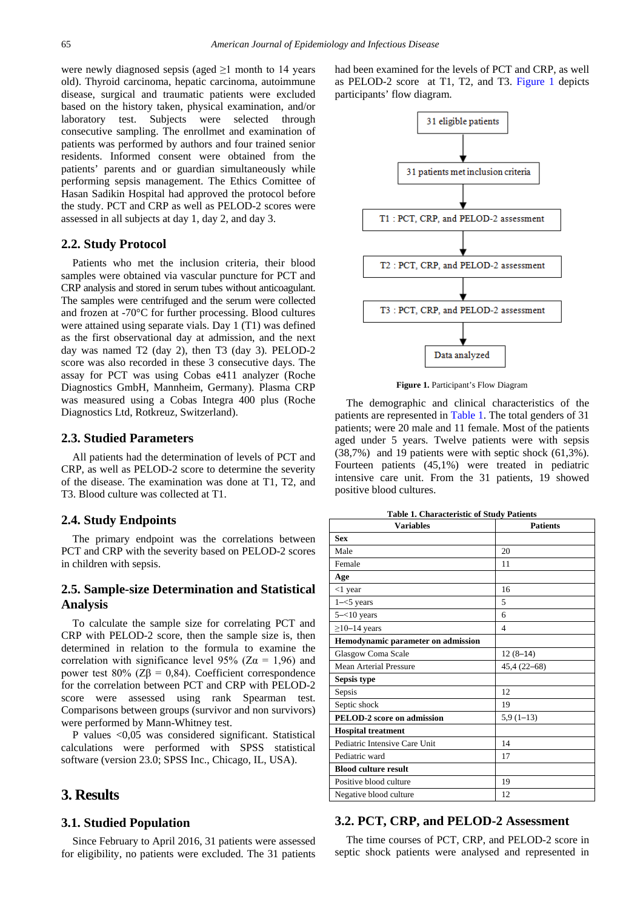were newly diagnosed sepsis (aged ≥1 month to 14 years old). Thyroid carcinoma, hepatic carcinoma, autoimmune disease, surgical and traumatic patients were excluded based on the history taken, physical examination, and/or laboratory test. Subjects were selected through consecutive sampling. The enrollmet and examination of patients was performed by authors and four trained senior residents. Informed consent were obtained from the patients' parents and or guardian simultaneously while performing sepsis management. The Ethics Comittee of Hasan Sadikin Hospital had approved the protocol before the study. PCT and CRP as well as PELOD-2 scores were assessed in all subjects at day 1, day 2, and day 3.

## 2.2. Study Protocol

Patients who met the inclusion criteria, their blood samples were obtained via vascular puncture for PCT and CRP analysis and stored in serum tubes without anticoagulant. The samples were centrifuged and the serum were collected and frozen at -70°C for further processing. Blood cultures were attained using separate vials. Day 1 (T1) was defined as the first observational day at admission, and the next day was named T2 (day 2), then T3 (day 3). PELOD-2 score was also recorded in these 3 consecutive days. The assay for PCT was using Cobas e411 analyzer (Roche Diagnostics GmbH, Mannheim, Germany). Plasma CRP was measured using a Cobas Integra 400 plus (Roche Diagnostics Ltd, Rotkreuz, Switzerland).

## 2.3. Studied Parameters

All patients had the determination of levels of PCT and CRP, as well as PELOD-2 score to determine the severity of the disease. The examination was done at T1, T2, and T3. Blood culture was collected at T1.

## 2.4. Study Endpoints

The primary endpoint was the correlations between PCT and CRP with the severity based on PELOD-2 scores in children with sepsis.

## 2.5. Sample-size Determination and Statistical Analysis

To calculate the sample size for correlating PCT and CRP with PELOD-2 score, then the sample size is, then determined in relation to the formula to examine the correlation with significance level 95% ($Z\alpha$ = 1,96) and power test 80% ($Z\beta$ = 0,84). Coefficient correspondence for the correlation between PCT and CRP with PELOD-2 score were assessed using rank Spearman test. Comparisons between groups (survivor and non survivors) were performed by Mann-Whitney test.

P values <0,05 was considered significant. Statistical calculations were performed with SPSS statistical software (version 23.0; SPSS Inc., Chicago, IL, USA).

# 3. Results

## 3.1. Studied Population

Since February to April 2016, 31 patients were assessed for eligibility, no patients were excluded. The 31 patients had been examined for the levels of PCT and CRP, as well as PELOD-2 score at T1, T2, and T3. Figure 1 depicts participants' flow diagram.

31 eligible patients → 31 patients met inclusion criteria → T1 : PCT, CRP, and PELOD-2 assessment → T2 : PCT, CRP, and PELOD-2 assessment → T3 : PCT, CRP, and PELOD-2 assessment → Data analyzed

**Figure 1.** Participant's Flow Diagram

The demographic and clinical characteristics of the patients are represented in Table 1. The total genders of 31 patients; were 20 male and 11 female. Most of the patients aged under 5 years. Twelve patients were with sepsis (38,7%) and 19 patients were with septic shock (61,3%). Fourteen patients (45,1%) were treated in pediatric intensive care unit. From the 31 patients, 19 showed positive blood cultures.

**Table 1. Characteristic of Study Patients**

| Variables | Patients |
|---|---|
| **Sex** | |
| Male | 20 |
| Female | 11 |
| **Age** | |
| <1 year | 16 |
| 1–<5 years | 5 |
| 5–<10 years | 6 |
| ≥10–14 years | 4 |
| **Hemodynamic parameter on admission** | |
| Glasgow Coma Scale | 12 (8–14) |
| Mean Arterial Pressure | 45,4 (22–68) |
| **Sepsis type** | |
| Sepsis | 12 |
| Septic shock | 19 |
| **PELOD-2 score on admission** | 5,9 (1–13) |
| **Hospital treatment** | |
| Pediatric Intensive Care Unit | 14 |
| Pediatric ward | 17 |
| **Blood culture result** | |
| Positive blood culture | 19 |
| Negative blood culture | 12 |

## 3.2. PCT, CRP, and PELOD-2 Assessment

The time courses of PCT, CRP, and PELOD-2 score in septic shock patients were analysed and represented in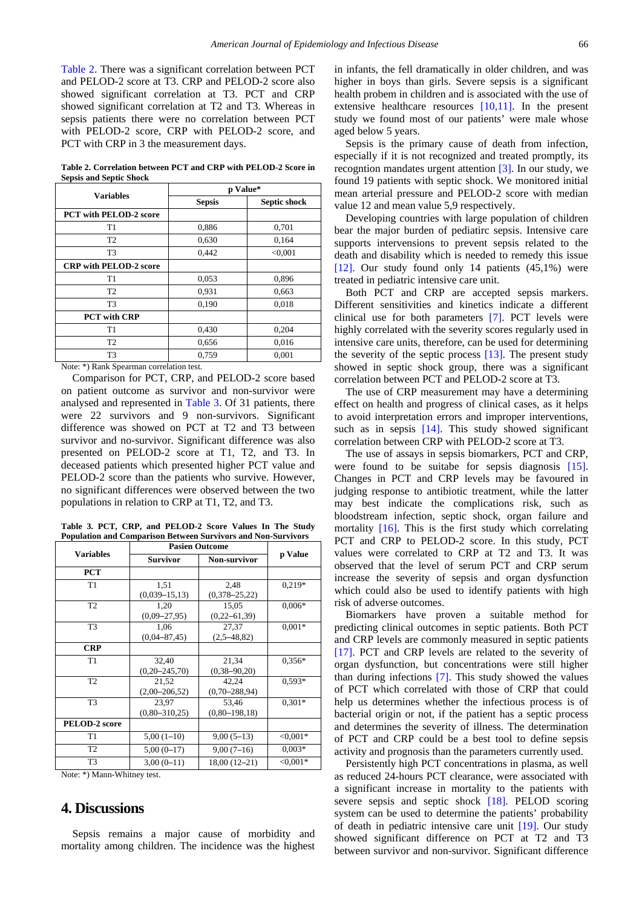Table 2. There was a significant correlation between PCT and PELOD-2 score at T3. CRP and PELOD-2 score also showed significant correlation at T3. PCT and CRP showed significant correlation at T2 and T3. Whereas in sepsis patients there were no correlation between PCT with PELOD-2 score, CRP with PELOD-2 score, and PCT with CRP in 3 the measurement days.

**Table 2. Correlation between PCT and CRP with PELOD-2 Score in Sepsis and Septic Shock**

| Variables | p Value* | |
|---|---|---|
| | Sepsis | Septic shock |
| **PCT with PELOD-2 score** | | |
| T1 | 0,886 | 0,701 |
| T2 | 0,630 | 0,164 |
| T3 | 0,442 | <0,001 |
| **CRP with PELOD-2 score** | | |
| T1 | 0,053 | 0,896 |
| T2 | 0,931 | 0,663 |
| T3 | 0,190 | 0,018 |
| **PCT with CRP** | | |
| T1 | 0,430 | 0,204 |
| T2 | 0,656 | 0,016 |
| T3 | 0,759 | 0,001 |

Note: *) Rank Spearman correlation test.

Comparison for PCT, CRP, and PELOD-2 score based on patient outcome as survivor and non-survivor were analysed and represented in Table 3. Of 31 patients, there were 22 survivors and 9 non-survivors. Significant difference was showed on PCT at T2 and T3 between survivor and no-survivor. Significant difference was also presented on PELOD-2 score at T1, T2, and T3. In deceased patients which presented higher PCT value and PELOD-2 score than the patients who survive. However, no significant differences were observed between the two populations in relation to CRP at T1, T2, and T3.

**Table 3. PCT, CRP, and PELOD-2 Score Values In The Study Population and Comparison Between Survivors and Non-Survivors**

| Variables | Pasien Outcome | | p Value |
|---|---|---|---|
| | Survivor | Non-survivor | |
| **PCT** | | | |
| T1 | 1,51 (0,039–15,13) | 2,48 (0,378–25,22) | 0,219* |
| T2 | 1,20 (0,09–27,95) | 15,05 (0,22–61,39) | 0,006* |
| T3 | 1,06 (0,04–87,45) | 27,37 (2,5–48,82) | 0,001* |
| **CRP** | | | |
| T1 | 32,40 (0,20–245,70) | 21,34 (0,38–90,20) | 0,356* |
| T2 | 21,52 (2,00–206,52) | 42,24 (0,70–288,94) | 0,593* |
| T3 | 23,97 (0,80–310,25) | 53,46 (0,80–198,18) | 0,301* |
| **PELOD-2 score** | | | |
| T1 | 5,00 (1–10) | 9,00 (5–13) | <0,001* |
| T2 | 5,00 (0–17) | 9,00 (7–16) | 0,003* |
| T3 | 3,00 (0–11) | 18,00 (12–21) | <0,001* |

Note: *) Mann-Whitney test.

## 4. Discussions

Sepsis remains a major cause of morbidity and mortality among children. The incidence was the highest in infants, the fell dramatically in older children, and was higher in boys than girls. Severe sepsis is a significant health probem in children and is associated with the use of extensive healthcare resources [10,11]. In the present study we found most of our patients' were male whose aged below 5 years.

Sepsis is the primary cause of death from infection, especially if it is not recognized and treated promptly, its recogntion mandates urgent attention [3]. In our study, we found 19 patients with septic shock. We monitored initial mean arterial pressure and PELOD-2 score with median value 12 and mean value 5,9 respectively.

Developing countries with large population of children bear the major burden of pediatirc sepsis. Intensive care supports interventions to prevent sepsis related to the death and disability which is needed to remedy this issue [12]. Our study found only 14 patients (45,1%) were treated in pediatric intensive care unit.

Both PCT and CRP are accepted sepsis markers. Different sensitivities and kinetics indicate a different clinical use for both parameters [7]. PCT levels were highly correlated with the severity scores regularly used in intensive care units, therefore, can be used for determining the severity of the septic process [13]. The present study showed in septic shock group, there was a significant correlation between PCT and PELOD-2 score at T3.

The use of CRP measurement may have a determining effect on health and progress of clinical cases, as it helps to avoid interpretation errors and improper interventions, such as in sepsis [14]. This study showed significant correlation between CRP with PELOD-2 score at T3.

The use of assays in sepsis biomarkers, PCT and CRP, were found to be suitabe for sepsis diagnosis [15]. Changes in PCT and CRP levels may be favoured in judging response to antibiotic treatment, while the latter may best indicate the complications risk, such as bloodstream infection, septic shock, organ failure and mortality [16]. This is the first study which correlating PCT and CRP to PELOD-2 score. In this study, PCT values were correlated to CRP at T2 and T3. It was observed that the level of serum PCT and CRP serum increase the severity of sepsis and organ dysfunction which could also be used to identify patients with high risk of adverse outcomes.

Biomarkers have proven a suitable method for predicting clinical outcomes in septic patients. Both PCT and CRP levels are commonly measured in septic patients [17]. PCT and CRP levels are related to the severity of organ dysfunction, but concentrations were still higher than during infections [7]. This study showed the values of PCT which correlated with those of CRP that could help us determines whether the infectious process is of bacterial origin or not, if the patient has a septic process and determines the severity of illness. The determination of PCT and CRP could be a best tool to define sepsis activity and prognosis than the parameters currently used.

Persistently high PCT concentrations in plasma, as well as reduced 24-hours PCT clearance, were associated with a significant increase in mortality to the patients with severe sepsis and septic shock [18]. PELOD scoring system can be used to determine the patients' probability of death in pediatric intensive care unit [19]. Our study showed significant difference on PCT at T2 and T3 between survivor and non-survivor. Significant difference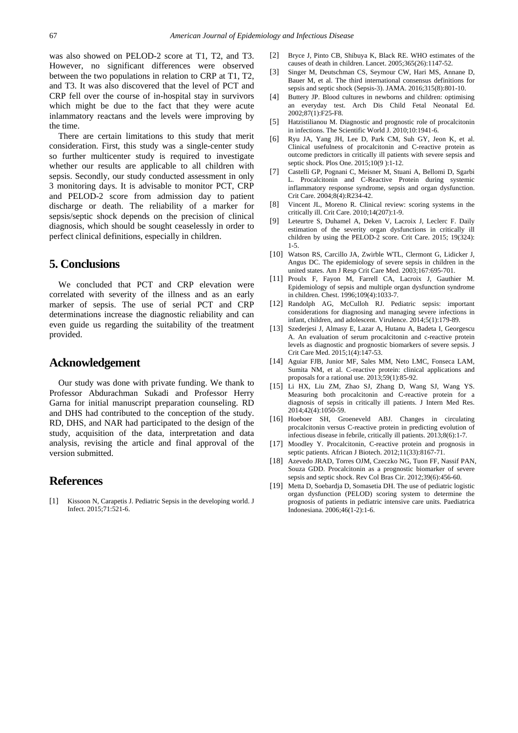was also showed on PELOD-2 score at T1, T2, and T3. However, no significant differences were observed between the two populations in relation to CRP at T1, T2, and T3. It was also discovered that the level of PCT and CRP fell over the course of in-hospital stay in survivors which might be due to the fact that they were acute inlammatory reactans and the levels were improving by the time.

There are certain limitations to this study that merit consideration. First, this study was a single-center study so further multicenter study is required to investigate whether our results are applicable to all children with sepsis. Secondly, our study conducted assessment in only 3 monitoring days. It is advisable to monitor PCT, CRP and PELOD-2 score from admission day to patient discharge or death. The reliability of a marker for sepsis/septic shock depends on the precision of clinical diagnosis, which should be sought ceaselessly in order to perfect clinical definitions, especially in children.

## 5. Conclusions

We concluded that PCT and CRP elevation were correlated with severity of the illness and as an early marker of sepsis. The use of serial PCT and CRP determinations increase the diagnostic reliability and can even guide us regarding the suitability of the treatment provided.

## Acknowledgement

Our study was done with private funding. We thank to Professor Abdurachman Sukadi and Professor Herry Garna for initial manuscript preparation counseling. RD and DHS had contributed to the conception of the study. RD, DHS, and NAR had participated to the design of the study, acquisition of the data, interpretation and data analysis, revising the article and final approval of the version submitted.

## References

[1] Kissoon N, Carapetis J. Pediatric Sepsis in the developing world. J Infect. 2015;71:521-6.

[2] Bryce J, Pinto CB, Shibuya K, Black RE. WHO estimates of the causes of death in children. Lancet. 2005;365(26):1147-52.

[3] Singer M, Deutschman CS, Seymour CW, Hari MS, Annane D, Bauer M, et al. The third international consensus definitions for sepsis and septic shock (Sepsis-3). JAMA. 2016;315(8):801-10.

[4] Buttery JP. Blood cultures in newborns and children: optimising an everyday test. Arch Dis Child Fetal Neonatal Ed. 2002;87(1):F25-F8.

[5] Hatzistilianou M. Diagnostic and prognostic role of procalcitonin in infections. The Scientific World J. 2010;10:1941-6.

[6] Ryu JA, Yang JH, Lee D, Park CM, Suh GY, Jeon K, et al. Clinical usefulness of procalcitonin and C-reactive protein as outcome predictors in critically ill patients with severe sepsis and septic shock. Plos One. 2015;10(9 ):1-12.

[7] Castelli GP, Pognani C, Meisner M, Stuani A, Bellomi D, Sgarbi L. Procalcitonin and C-Reactive Protein during systemic inflammatory response syndrome, sepsis and organ dysfunction. Crit Care. 2004;8(4):R234-42.

[8] Vincent JL, Moreno R. Clinical review: scoring systems in the critically ill. Crit Care. 2010;14(207):1-9.

[9] Leteurtre S, Duhamel A, Deken V, Lacroix J, Leclerc F. Daily estimation of the severity organ dysfunctions in critically ill children by using the PELOD-2 score. Crit Care. 2015; 19(324): 1-5.

[10] Watson RS, Carcillo JA, Zwirble WTL, Clermont G, Lidicker J, Angus DC. The epidemiology of severe sepsis in children in the united states. Am J Resp Crit Care Med. 2003;167:695-701.

[11] Proulx F, Fayon M, Farrell CA, Lacroix J, Gauthier M. Epidemiology of sepsis and multiple organ dysfunction syndrome in children. Chest. 1996;109(4):1033-7.

[12] Randolph AG, McCulloh RJ. Pediatric sepsis: important considerations for diagnosing and managing severe infections in infant, children, and adolescent. Virulence. 2014;5(1):179-89.

[13] Szederjesi J, Almasy E, Lazar A, Hutanu A, Badeta I, Georgescu A. An evaluation of serum procalcitonin and c-reactive protein levels as diagnostic and prognostic biomarkers of severe sepsis. J Crit Care Med. 2015;1(4):147-53.

[14] Aguiar FJB, Junior MF, Sales MM, Neto LMC, Fonseca LAM, Sumita NM, et al. C-reactive protein: clinical applications and proposals for a rational use. 2013;59(1):85-92.

[15] Li HX, Liu ZM, Zhao SJ, Zhang D, Wang SJ, Wang YS. Measuring both procalcitonin and C-reactive protein for a diagnosis of sepsis in critically ill patients. J Intern Med Res. 2014;42(4):1050-59.

[16] Hoeboer SH, Groeneveld ABJ. Changes in circulating procalcitonin versus C-reactive protein in predicting evolution of infectious disease in febrile, critically ill patients. 2013;8(6):1-7.

[17] Moodley Y. Procalcitonin, C-reactive protein and prognosis in septic patients. African J Biotech. 2012;11(33):8167-71.

[18] Azevedo JRAD, Torres OJM, Czeczko NG, Tuon FF, Nassif PAN, Souza GDD. Procalcitonin as a prognostic biomarker of severe sepsis and septic shock. Rev Col Bras Cir. 2012;39(6):456-60.

[19] Metta D, Soebardja D, Somasetia DH. The use of pediatric logistic organ dysfunction (PELOD) scoring system to determine the prognosis of patients in pediatric intensive care units. Paediatrica Indonesiana. 2006;46(1-2):1-6.